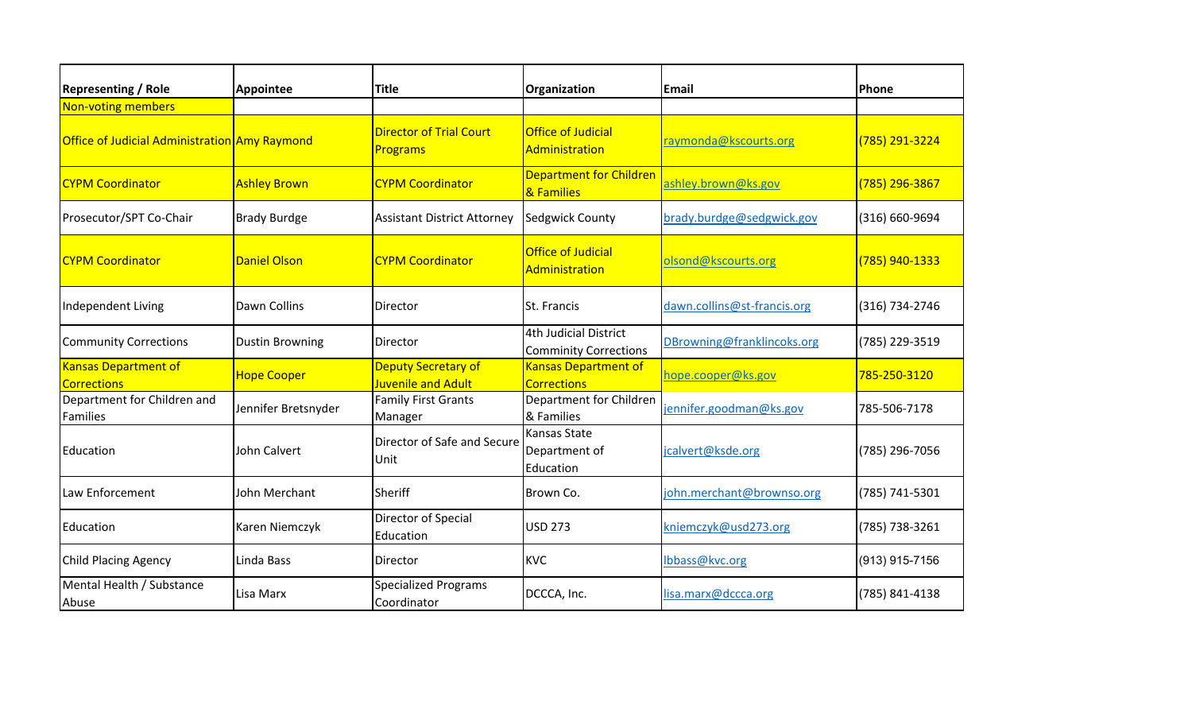| Representing / Role | Appointee | Title | Organization | Email | Phone |
| --- | --- | --- | --- | --- | --- |
| Non-voting members | | | | | |
| Office of Judicial Administration | Amy Raymond | Director of Trial Court Programs | Office of Judicial Administration | raymonda@kscourts.org | (785) 291-3224 |
| CYPM Coordinator | Ashley Brown | CYPM Coordinator | Department for Children & Families | ashley.brown@ks.gov | (785) 296-3867 |
| Prosecutor/SPT Co-Chair | Brady Burdge | Assistant District Attorney | Sedgwick County | brady.burdge@sedgwick.gov | (316) 660-9694 |
| CYPM Coordinator | Daniel Olson | CYPM Coordinator | Office of Judicial Administration | olsond@kscourts.org | (785) 940-1333 |
| Independent Living | Dawn Collins | Director | St. Francis | dawn.collins@st-francis.org | (316) 734-2746 |
| Community Corrections | Dustin Browning | Director | 4th Judicial District Comminity Corrections | DBrowning@franklincoks.org | (785) 229-3519 |
| Kansas Department of Corrections | Hope Cooper | Deputy Secretary of Juvenile and Adult | Kansas Department of Corrections | hope.cooper@ks.gov | 785-250-3120 |
| Department for Children and Families | Jennifer Bretsnyder | Family First Grants Manager | Department for Children & Families | jennifer.goodman@ks.gov | 785-506-7178 |
| Education | John Calvert | Director of Safe and Secure Unit | Kansas State Department of Education | jcalvert@ksde.org | (785) 296-7056 |
| Law Enforcement | John Merchant | Sheriff | Brown Co. | john.merchant@brownso.org | (785) 741-5301 |
| Education | Karen Niemczyk | Director of Special Education | USD 273 | kniemczyk@usd273.org | (785) 738-3261 |
| Child Placing Agency | Linda Bass | Director | KVC | lbbass@kvc.org | (913) 915-7156 |
| Mental Health / Substance Abuse | Lisa Marx | Specialized Programs Coordinator | DCCCA, Inc. | lisa.marx@dccca.org | (785) 841-4138 |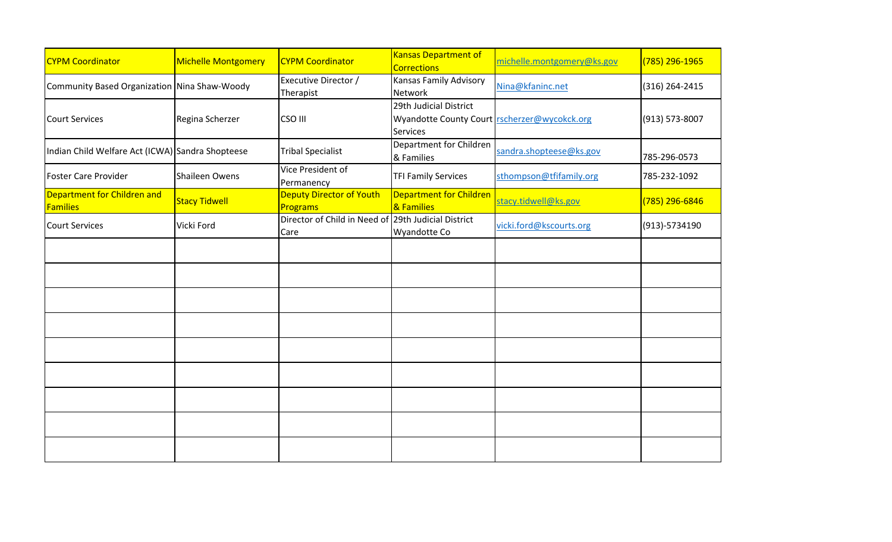| | | | | | |
|---|---|---|---|---|---|
| CYPM Coordinator | Michelle Montgomery | CYPM Coordinator | Kansas Department of Corrections | michelle.montgomery@ks.gov | (785) 296-1965 |
| Community Based Organization | Nina Shaw-Woody | Executive Director / Therapist | Kansas Family Advisory Network | Nina@kfaninc.net | (316) 264-2415 |
| Court Services | Regina Scherzer | CSO III | 29th Judicial District Wyandotte County Court Services | rscherzer@wycokck.org | (913) 573-8007 |
| Indian Child Welfare Act (ICWA) | Sandra Shopteese | Tribal Specialist | Department for Children & Families | sandra.shopteese@ks.gov | 785-296-0573 |
| Foster Care Provider | Shaileen Owens | Vice President of Permanency | TFI Family Services | sthompson@tfifamily.org | 785-232-1092 |
| Department for Children and Families | Stacy Tidwell | Deputy Director of Youth Programs | Department for Children & Families | stacy.tidwell@ks.gov | (785) 296-6846 |
| Court Services | Vicki Ford | Director of Child in Need of Care | 29th Judicial District Wyandotte Co | vicki.ford@kscourts.org | (913)-5734190 |
| | | | | | |
| | | | | | |
| | | | | | |
| | | | | | |
| | | | | | |
| | | | | | |
| | | | | | |
| | | | | | |
| | | | | | |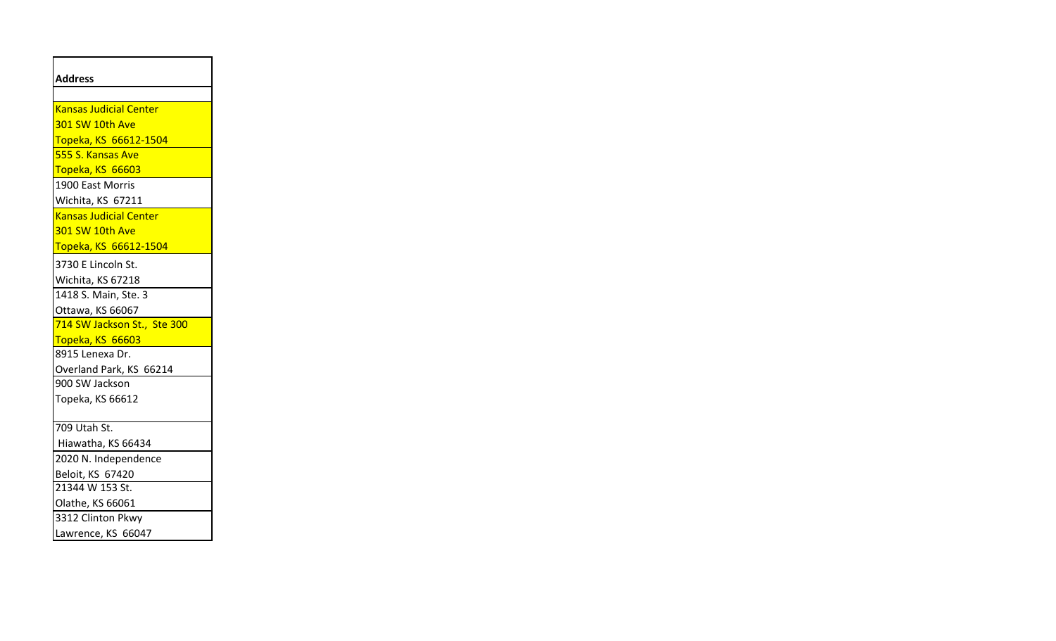| Address |
|---|
| |
| Kansas Judicial Center<br>301 SW 10th Ave<br>Topeka, KS 66612-1504 |
| 555 S. Kansas Ave<br>Topeka, KS 66603 |
| 1900 East Morris<br>Wichita, KS 67211 |
| Kansas Judicial Center<br>301 SW 10th Ave<br>Topeka, KS 66612-1504 |
| 3730 E Lincoln St.<br>Wichita, KS 67218 |
| 1418 S. Main, Ste. 3<br>Ottawa, KS 66067 |
| 714 SW Jackson St., Ste 300<br>Topeka, KS 66603 |
| 8915 Lenexa Dr.<br>Overland Park, KS 66214 |
| 900 SW Jackson<br>Topeka, KS 66612 |
| 709 Utah St.<br>Hiawatha, KS 66434 |
| 2020 N. Independence<br>Beloit, KS 67420 |
| 21344 W 153 St.<br>Olathe, KS 66061 |
| 3312 Clinton Pkwy<br>Lawrence, KS 66047 |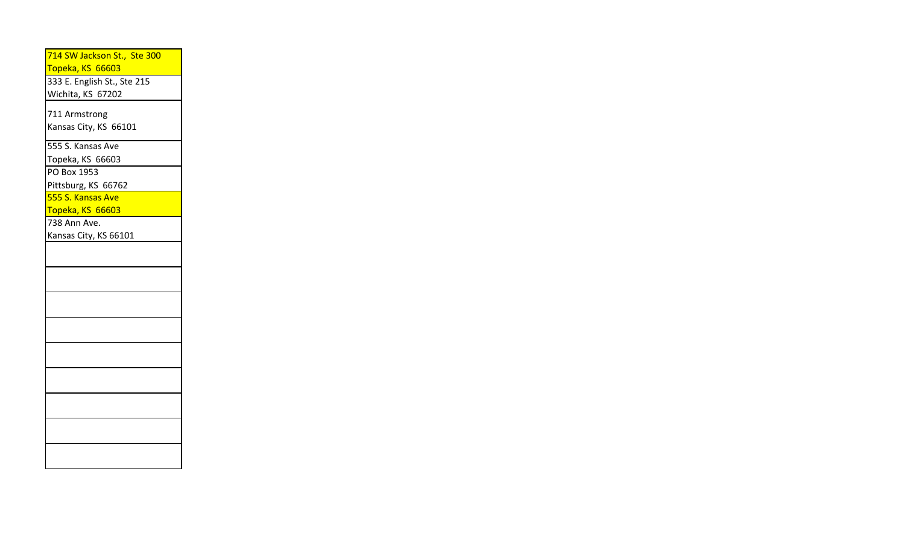| |
|---|
| 714 SW Jackson St., Ste 300<br>Topeka, KS 66603 |
| 333 E. English St., Ste 215<br>Wichita, KS 67202 |
| 711 Armstrong<br>Kansas City, KS 66101 |
| 555 S. Kansas Ave<br>Topeka, KS 66603 |
| PO Box 1953<br>Pittsburg, KS 66762 |
| 555 S. Kansas Ave<br>Topeka, KS 66603 |
| 738 Ann Ave.<br>Kansas City, KS 66101 |
| |
| |
| |
| |
| |
| |
| |
| |
| |